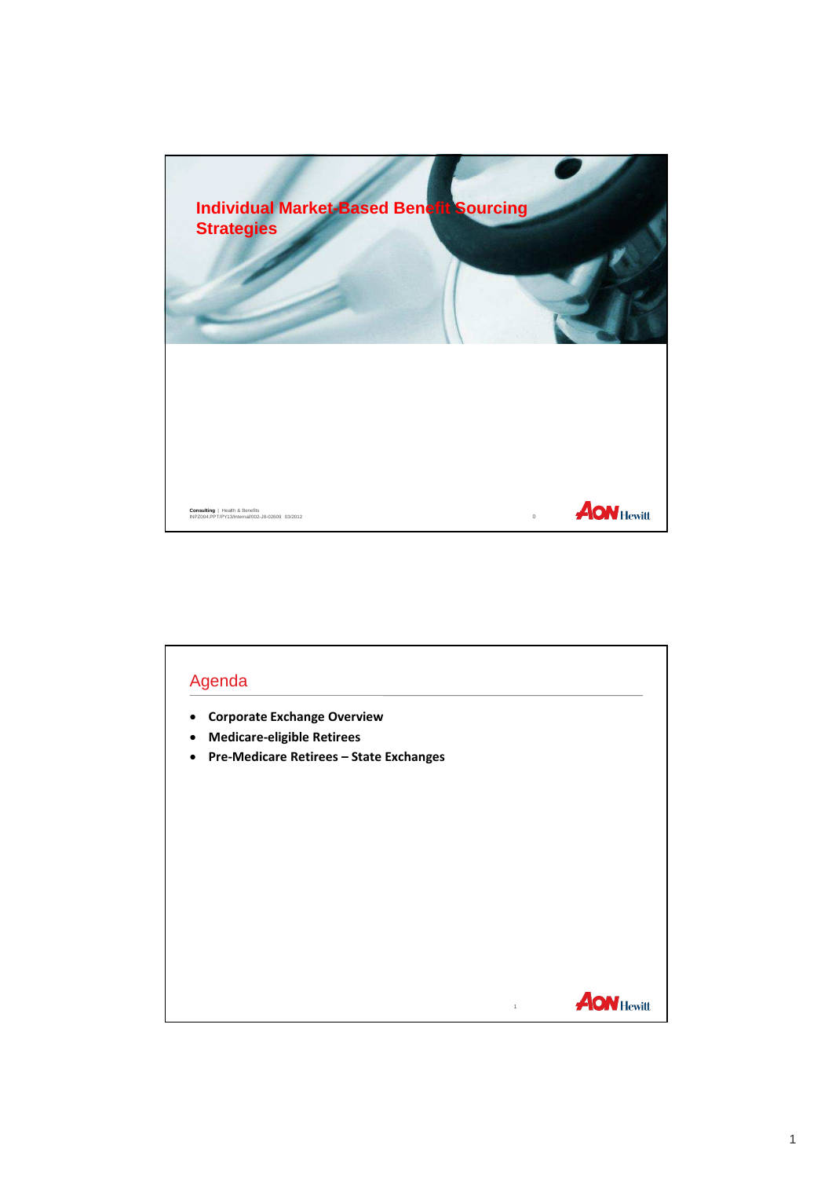# Individual Market-Based Benefit Sourcing Strategies

Consulting | Health & Benefits
INPZ004.PPT/PY13/Internal/002-J8-02609 03/2012

## Agenda

- **Corporate Exchange Overview**
- **Medicare-eligible Retirees**
- **Pre-Medicare Retirees – State Exchanges**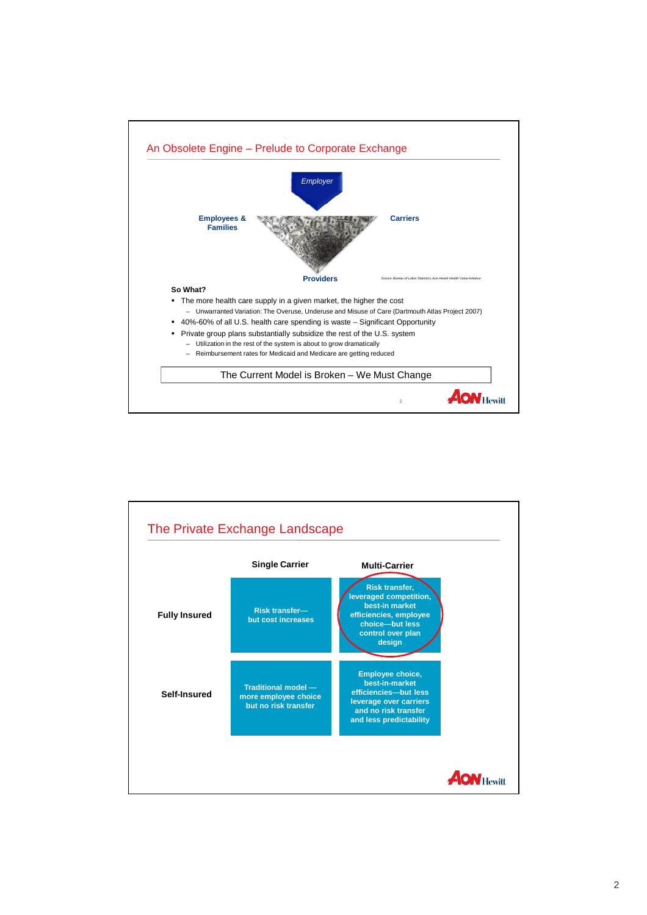## An Obsolete Engine – Prelude to Corporate Exchange

Employer

Employees & Families

Carriers

Providers

Source: Bureau of Labor Statistics, Aon Hewitt Health Value Initiative

**So What?**

- The more health care supply in a given market, the higher the cost
  - Unwarranted Variation: The Overuse, Underuse and Misuse of Care (Dartmouth Atlas Project 2007)
- 40%-60% of all U.S. health care spending is waste – Significant Opportunity
- Private group plans substantially subsidize the rest of the U.S. system
  - Utilization in the rest of the system is about to grow dramatically
  - Reimbursement rates for Medicaid and Medicare are getting reduced

The Current Model is Broken – We Must Change

## The Private Exchange Landscape

| | Single Carrier | Multi-Carrier |
|---|---|---|
| **Fully Insured** | Risk transfer—but cost increases | Risk transfer, leveraged competition, best-in market efficiencies, employee choice—but less control over plan design |
| **Self-Insured** | Traditional model — more employee choice but no risk transfer | Employee choice, best-in-market efficiencies—but less leverage over carriers and no risk transfer and less predictability |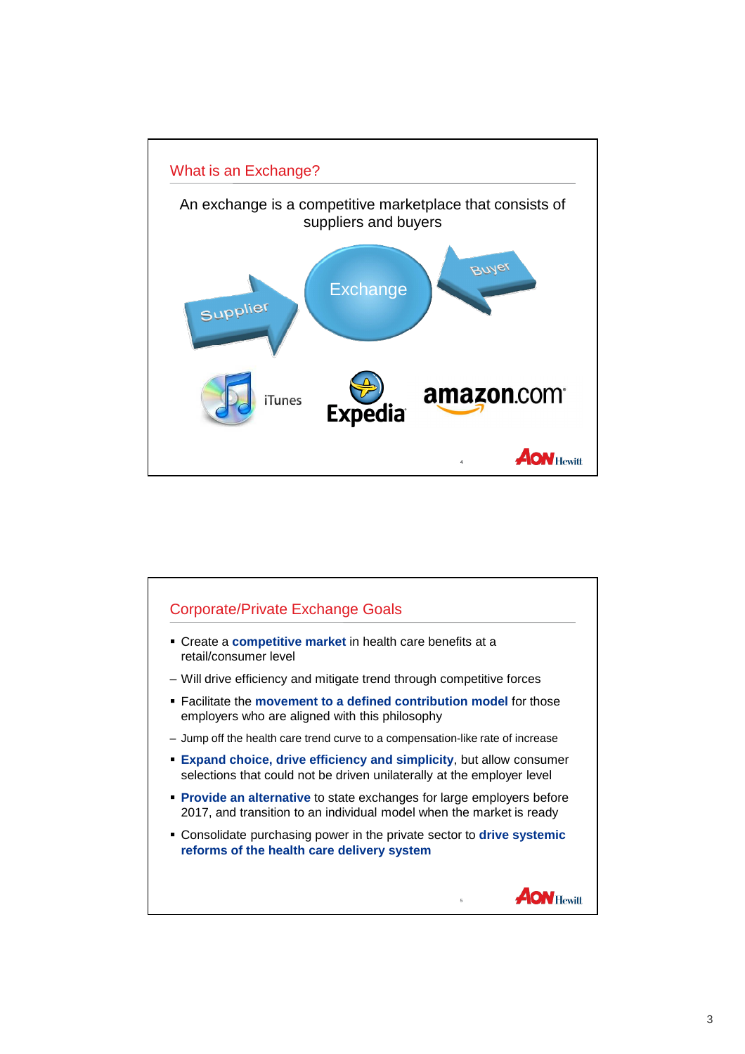## What is an Exchange?

An exchange is a competitive marketplace that consists of suppliers and buyers

Supplier → Exchange ← Buyer

iTunes | Expedia | amazon.com

## Corporate/Private Exchange Goals

- Create a **competitive market** in health care benefits at a retail/consumer level
  - Will drive efficiency and mitigate trend through competitive forces
- Facilitate the **movement to a defined contribution model** for those employers who are aligned with this philosophy
  - Jump off the health care trend curve to a compensation-like rate of increase
- **Expand choice, drive efficiency and simplicity**, but allow consumer selections that could not be driven unilaterally at the employer level
- **Provide an alternative** to state exchanges for large employers before 2017, and transition to an individual model when the market is ready
- Consolidate purchasing power in the private sector to **drive systemic reforms of the health care delivery system**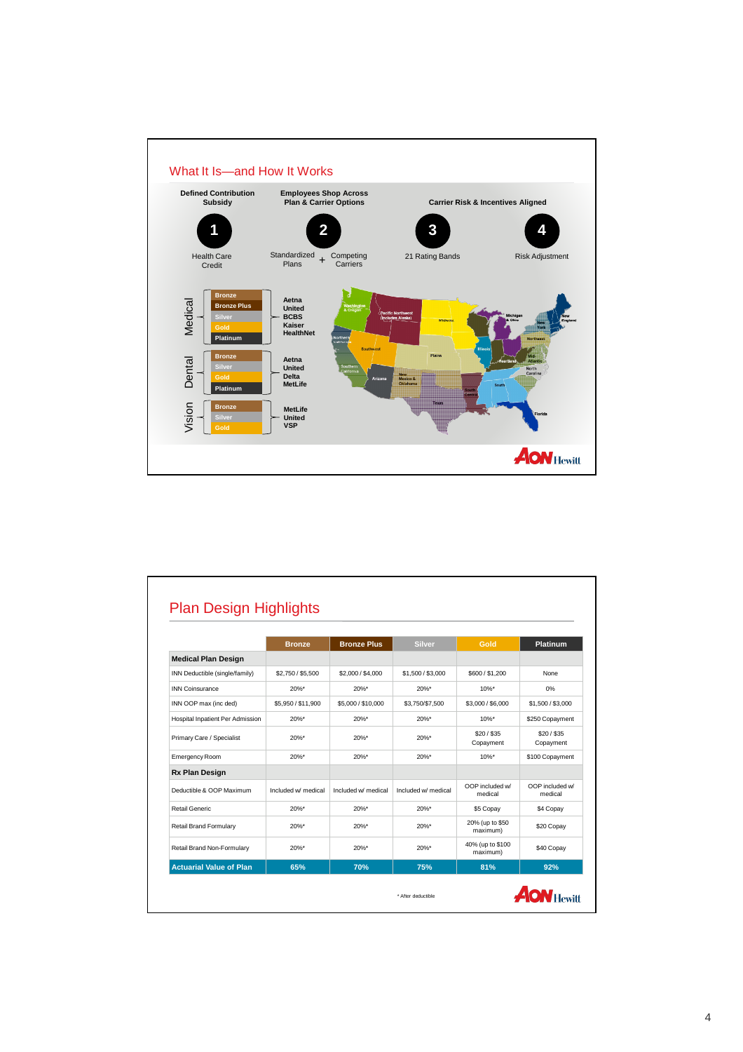## What It Is—and How It Works

**Defined Contribution Subsidy**

1. Health Care Credit

**Employees Shop Across Plan & Carrier Options**

2. Standardized Plans + Competing Carriers

**Carrier Risk & Incentives Aligned**

3. 21 Rating Bands
4. Risk Adjustment

**Medical**: Bronze, Bronze Plus, Silver, Gold, Platinum — Aetna, United, BCBS, Kaiser, HealthNet

**Dental**: Bronze, Silver, Gold, Platinum — Aetna, United, Delta, MetLife

**Vision**: Bronze, Silver, Gold — MetLife, United, VSP

Washington & Oregon, Pacific Northwest (includes Alaska), Northern California, Southern California, Southwest, Arizona, Midwest, Plains, New Mexico & Oklahoma, Texas, Illinois, Heartland, Michigan & Ohio, South, South Central, Florida, Mid-Atlantic, North Carolina, Northeast, New York, New England

## Plan Design Highlights

| | Bronze | Bronze Plus | Silver | Gold | Platinum |
|---|---|---|---|---|---|
| **Medical Plan Design** | | | | | |
| INN Deductible (single/family) | $2,750 / $5,500 | $2,000 / $4,000 | $1,500 / $3,000 | $600 / $1,200 | None |
| INN Coinsurance | 20%* | 20%* | 20%* | 10%* | 0% |
| INN OOP max (inc ded) | $5,950 / $11,900 | $5,000 / $10,000 | $3,750/$7,500 | $3,000 / $6,000 | $1,500 / $3,000 |
| Hospital Inpatient Per Admission | 20%* | 20%* | 20%* | 10%* | $250 Copayment |
| Primary Care / Specialist | 20%* | 20%* | 20%* | $20 / $35 Copayment | $20 / $35 Copayment |
| Emergency Room | 20%* | 20%* | 20%* | 10%* | $100 Copayment |
| **Rx Plan Design** | | | | | |
| Deductible & OOP Maximum | Included w/ medical | Included w/ medical | Included w/ medical | OOP included w/ medical | OOP included w/ medical |
| Retail Generic | 20%* | 20%* | 20%* | $5 Copay | $4 Copay |
| Retail Brand Formulary | 20%* | 20%* | 20%* | 20% (up to $50 maximum) | $20 Copay |
| Retail Brand Non-Formulary | 20%* | 20%* | 20%* | 40% (up to $100 maximum) | $40 Copay |
| **Actuarial Value of Plan** | **65%** | **70%** | **75%** | **81%** | **92%** |

* After deductible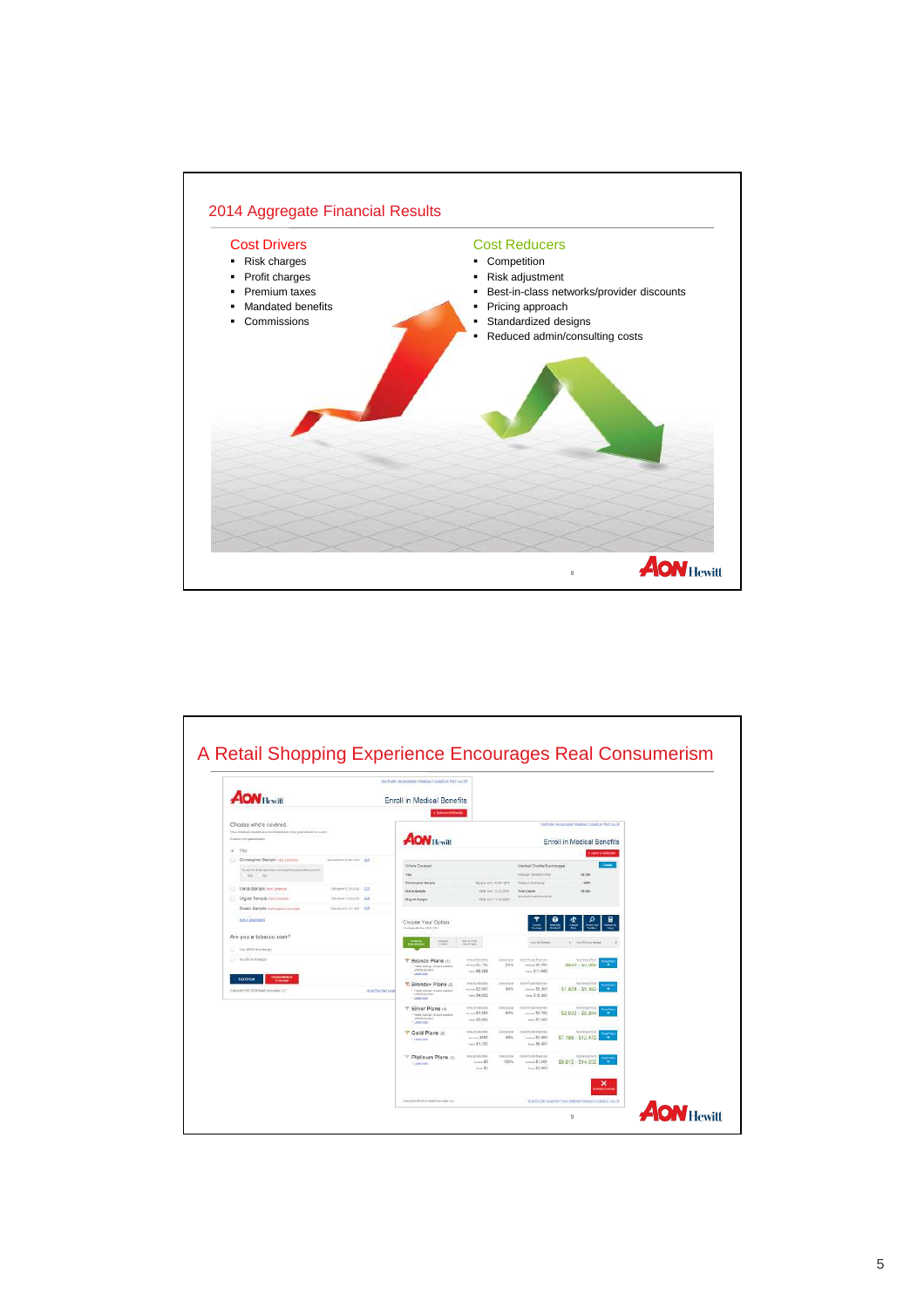## 2014 Aggregate Financial Results

### Cost Drivers
- Risk charges
- Profit charges
- Premium taxes
- Mandated benefits
- Commissions

### Cost Reducers
- Competition
- Risk adjustment
- Best-in-class networks/provider discounts
- Pricing approach
- Standardized designs
- Reduced admin/consulting costs

## A Retail Shopping Experience Encourages Real Consumerism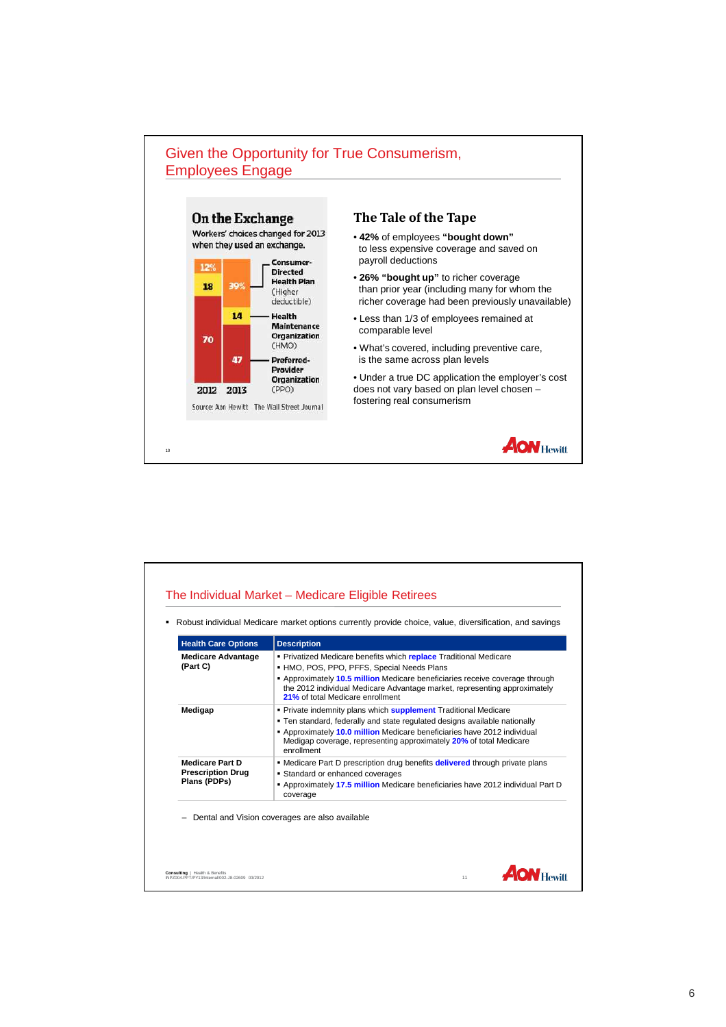## Given the Opportunity for True Consumerism, Employees Engage

### On the Exchange

Workers' choices changed for 2013 when they used an exchange.

| | 2012 | 2013 |
|---|---|---|
| Consumer-Directed Health Plan (Higher deductible) | 12% | 39% |
| Health Maintenance Organization (HMO) | 18 | 14 |
| Preferred-Provider Organization (PPO) | 70 | 47 |

Source: Aon Hewitt The Wall Street Journal

### The Tale of the Tape

- **42%** of employees **"bought down"** to less expensive coverage and saved on payroll deductions
- **26% "bought up"** to richer coverage than prior year (including many for whom the richer coverage had been previously unavailable)
- Less than 1/3 of employees remained at comparable level
- What's covered, including preventive care, is the same across plan levels
- Under a true DC application the employer's cost does not vary based on plan level chosen – fostering real consumerism

## The Individual Market – Medicare Eligible Retirees

- Robust individual Medicare market options currently provide choice, value, diversification, and savings

| Health Care Options | Description |
|---|---|
| **Medicare Advantage (Part C)** | ▪ Privatized Medicare benefits which **replace** Traditional Medicare<br>▪ HMO, POS, PPO, PFFS, Special Needs Plans<br>▪ Approximately **10.5 million** Medicare beneficiaries receive coverage through the 2012 individual Medicare Advantage market, representing approximately **21%** of total Medicare enrollment |
| **Medigap** | ▪ Private indemnity plans which **supplement** Traditional Medicare<br>▪ Ten standard, federally and state regulated designs available nationally<br>▪ Approximately **10.0 million** Medicare beneficiaries have 2012 individual Medigap coverage, representing approximately **20%** of total Medicare enrollment |
| **Medicare Part D Prescription Drug Plans (PDPs)** | ▪ Medicare Part D prescription drug benefits **delivered** through private plans<br>▪ Standard or enhanced coverages<br>▪ Approximately **17.5 million** Medicare beneficiaries have 2012 individual Part D coverage |

– Dental and Vision coverages are also available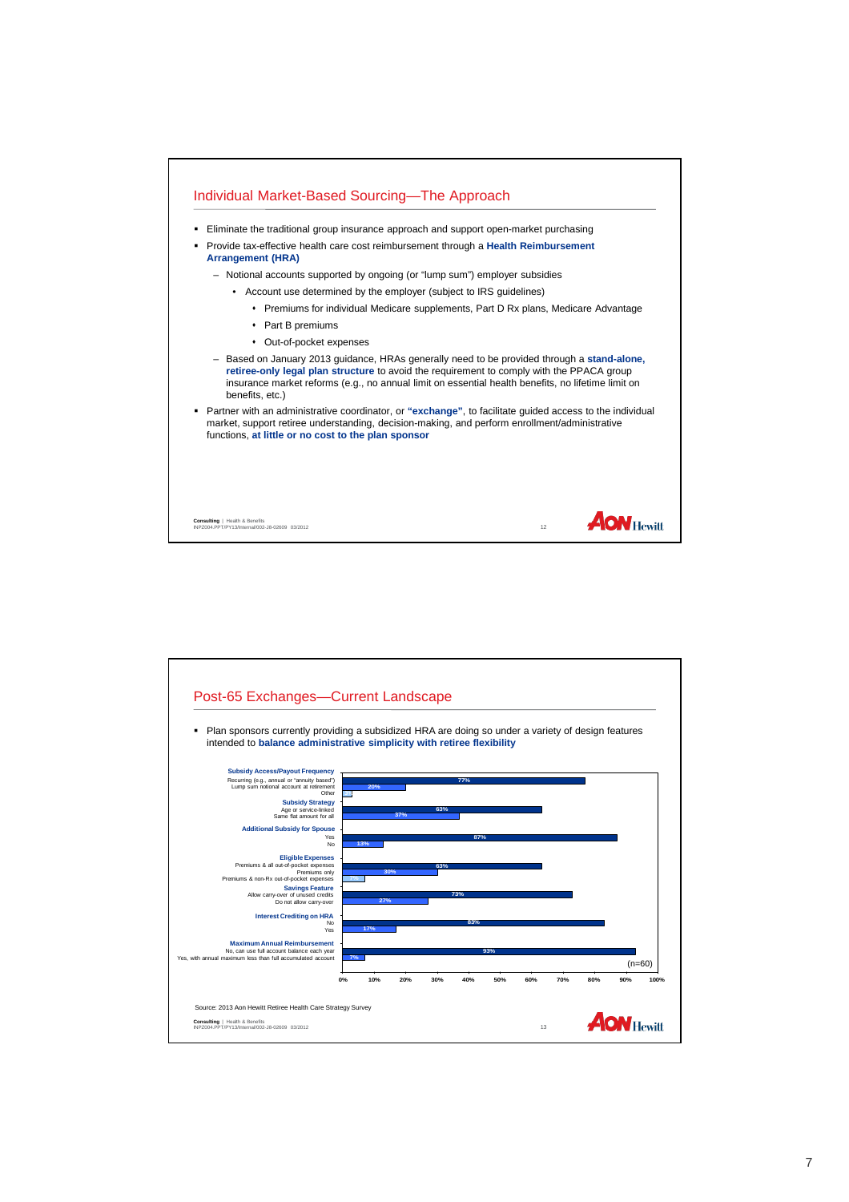## Individual Market-Based Sourcing—The Approach

- Eliminate the traditional group insurance approach and support open-market purchasing
- Provide tax-effective health care cost reimbursement through a **Health Reimbursement Arrangement (HRA)**
  - Notional accounts supported by ongoing (or "lump sum") employer subsidies
    - Account use determined by the employer (subject to IRS guidelines)
      - Premiums for individual Medicare supplements, Part D Rx plans, Medicare Advantage
      - Part B premiums
      - Out-of-pocket expenses
  - Based on January 2013 guidance, HRAs generally need to be provided through a **stand-alone, retiree-only legal plan structure** to avoid the requirement to comply with the PPACA group insurance market reforms (e.g., no annual limit on essential health benefits, no lifetime limit on benefits, etc.)
- Partner with an administrative coordinator, or **"exchange"**, to facilitate guided access to the individual market, support retiree understanding, decision-making, and perform enrollment/administrative functions, **at little or no cost to the plan sponsor**

## Post-65 Exchanges—Current Landscape

- Plan sponsors currently providing a subsidized HRA are doing so under a variety of design features intended to **balance administrative simplicity with retiree flexibility**

| Category | Response | Percentage |
|---|---|---|
| **Subsidy Access/Payout Frequency** | Recurring (e.g., annual or "annuity based") | 77% |
| | Lump sum notional account at retirement | 20% |
| | Other | 3% |
| **Subsidy Strategy** | Age or service-linked | 63% |
| | Same flat amount for all | 37% |
| **Additional Subsidy for Spouse** | Yes | 87% |
| | No | 13% |
| **Eligible Expenses** | Premiums & all out-of-pocket expenses | 63% |
| | Premiums only | 30% |
| | Premiums & non-Rx out-of-pocket expenses | 7% |
| **Savings Feature** | Allow carry-over of unused credits | 73% |
| | Do not allow carry-over | 27% |
| **Interest Crediting on HRA** | No | 83% |
| | Yes | 17% |
| **Maximum Annual Reimbursement** | No, can use full account balance each year | 93% |
| | Yes, with annual maximum less than full accumulated account | 7% |

(n=60)

Source: 2013 Aon Hewitt Retiree Health Care Strategy Survey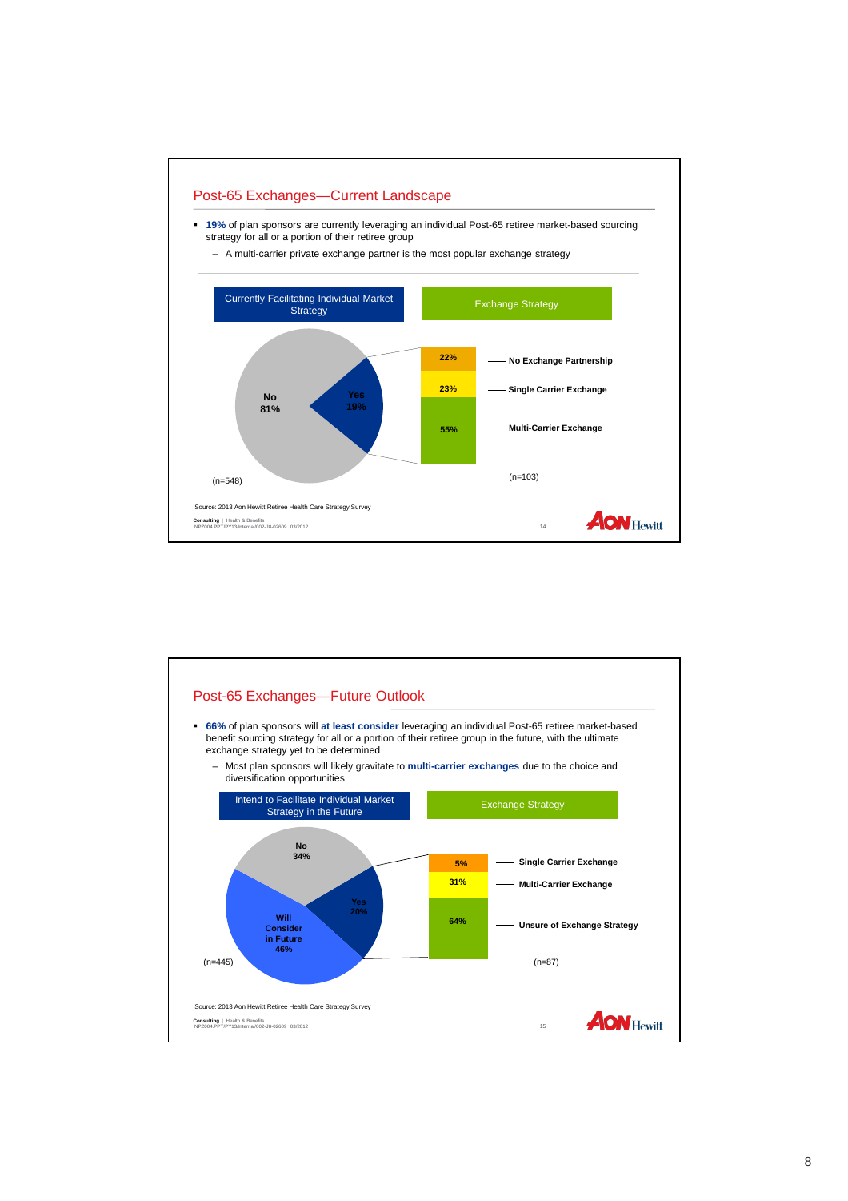## Post-65 Exchanges—Current Landscape

- **19%** of plan sponsors are currently leveraging an individual Post-65 retiree market-based sourcing strategy for all or a portion of their retiree group
  - A multi-carrier private exchange partner is the most popular exchange strategy

**Currently Facilitating Individual Market Strategy** (n=548)

| Response | % |
|---|---|
| No | 81% |
| Yes | 19% |

**Exchange Strategy** (n=103)

| Strategy | % |
|---|---|
| No Exchange Partnership | 22% |
| Single Carrier Exchange | 23% |
| Multi-Carrier Exchange | 55% |

Source: 2013 Aon Hewitt Retiree Health Care Strategy Survey

## Post-65 Exchanges—Future Outlook

- **66%** of plan sponsors will **at least consider** leveraging an individual Post-65 retiree market-based benefit sourcing strategy for all or a portion of their retiree group in the future, with the ultimate exchange strategy yet to be determined
  - Most plan sponsors will likely gravitate to **multi-carrier exchanges** due to the choice and diversification opportunities

**Intend to Facilitate Individual Market Strategy in the Future** (n=445)

| Response | % |
|---|---|
| No | 34% |
| Yes | 20% |
| Will Consider in Future | 46% |

**Exchange Strategy** (n=87)

| Strategy | % |
|---|---|
| Single Carrier Exchange | 5% |
| Multi-Carrier Exchange | 31% |
| Unsure of Exchange Strategy | 64% |

Source: 2013 Aon Hewitt Retiree Health Care Strategy Survey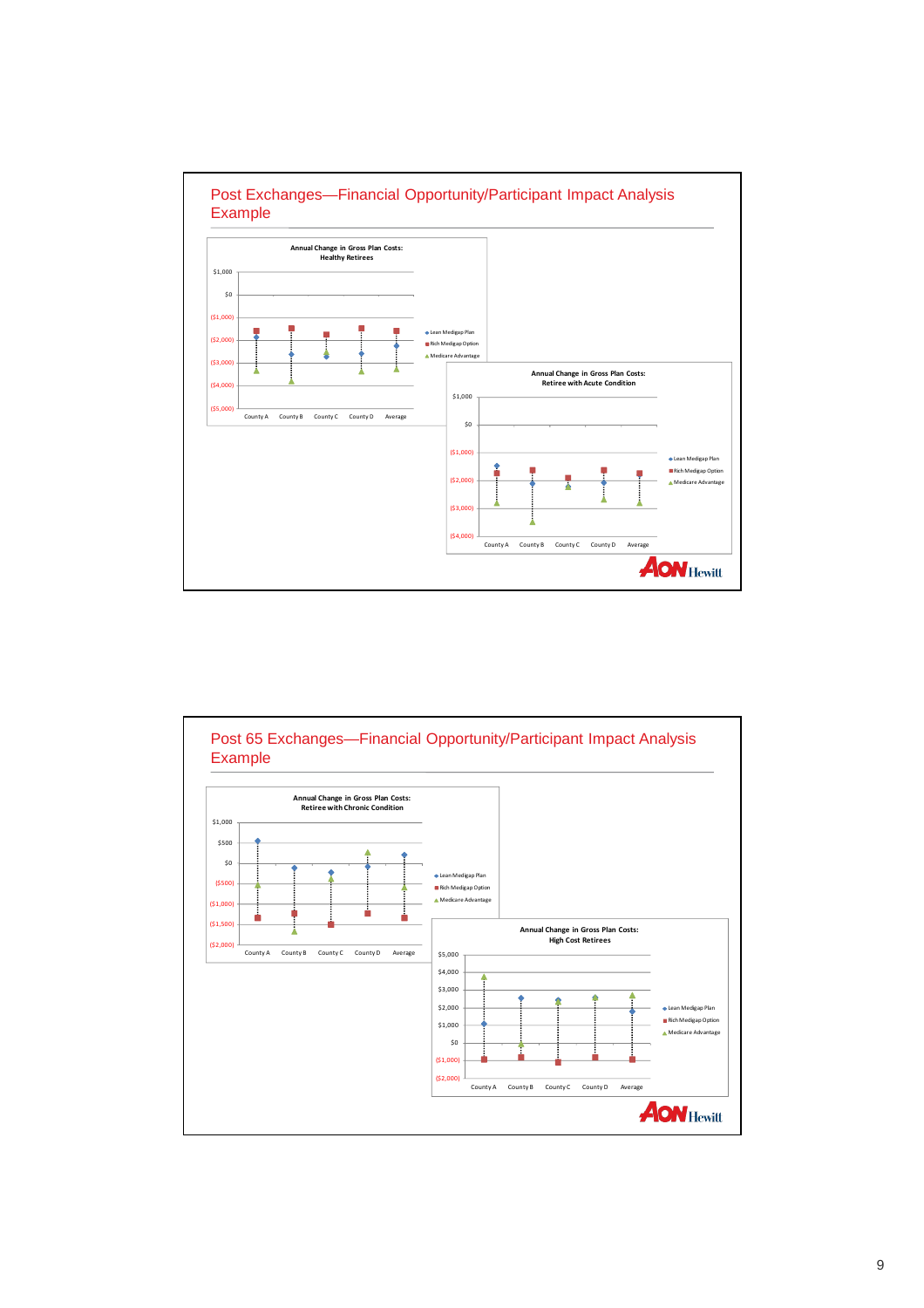## Post Exchanges—Financial Opportunity/Participant Impact Analysis Example

**Annual Change in Gross Plan Costs: Healthy Retirees**

$1,000 | $0 | ($1,000) | ($2,000) | ($3,000) | ($4,000) | ($5,000)

County A | County B | County C | County D | Average

◆ Lean Medigap Plan
■ Rich Medigap Option
▲ Medicare Advantage

**Annual Change in Gross Plan Costs: Retiree with Acute Condition**

$1,000 | $0 | ($1,000) | ($2,000) | ($3,000) | ($4,000)

County A | County B | County C | County D | Average

◆ Lean Medigap Plan
■ Rich Medigap Option
▲ Medicare Advantage

AON Hewitt

## Post 65 Exchanges—Financial Opportunity/Participant Impact Analysis Example

**Annual Change in Gross Plan Costs: Retiree with Chronic Condition**

$1,000 | $500 | $0 | ($500) | ($1,000) | ($1,500) | ($2,000)

County A | County B | County C | County D | Average

◆ Lean Medigap Plan
■ Rich Medigap Option
▲ Medicare Advantage

**Annual Change in Gross Plan Costs: High Cost Retirees**

$5,000 | $4,000 | $3,000 | $2,000 | $1,000 | $0 | ($1,000) | ($2,000)

County A | County B | County C | County D | Average

◆ Lean Medigap Plan
■ Rich Medigap Option
▲ Medicare Advantage

AON Hewitt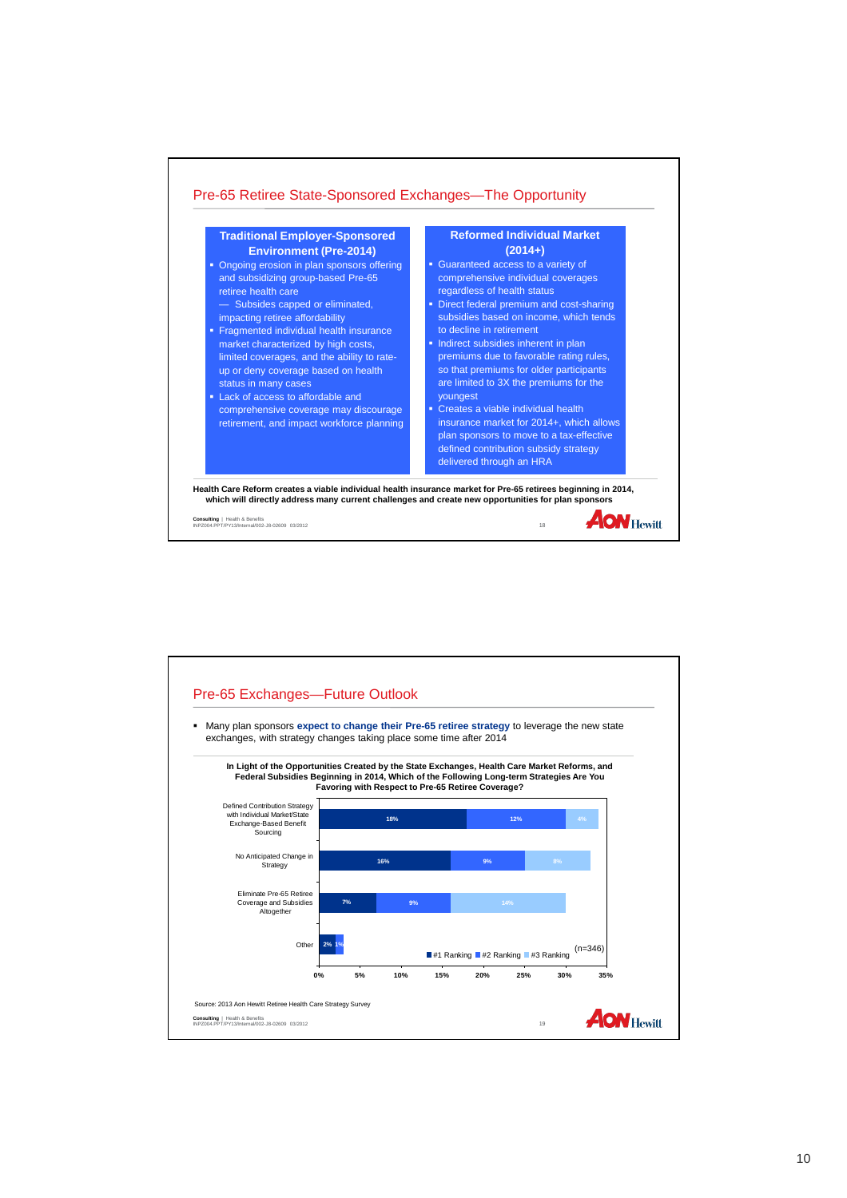## Pre-65 Retiree State-Sponsored Exchanges—The Opportunity

### Traditional Employer-Sponsored Environment (Pre-2014)

- Ongoing erosion in plan sponsors offering and subsidizing group-based Pre-65 retiree health care
  - — Subsides capped or eliminated, impacting retiree affordability
- Fragmented individual health insurance market characterized by high costs, limited coverages, and the ability to rate-up or deny coverage based on health status in many cases
- Lack of access to affordable and comprehensive coverage may discourage retirement, and impact workforce planning

### Reformed Individual Market (2014+)

- Guaranteed access to a variety of comprehensive individual coverages regardless of health status
- Direct federal premium and cost-sharing subsidies based on income, which tends to decline in retirement
- Indirect subsidies inherent in plan premiums due to favorable rating rules, so that premiums for older participants are limited to 3X the premiums for the youngest
- Creates a viable individual health insurance market for 2014+, which allows plan sponsors to move to a tax-effective defined contribution subsidy strategy delivered through an HRA

**Health Care Reform creates a viable individual health insurance market for Pre-65 retirees beginning in 2014, which will directly address many current challenges and create new opportunities for plan sponsors**

## Pre-65 Exchanges—Future Outlook

- Many plan sponsors **expect to change their Pre-65 retiree strategy** to leverage the new state exchanges, with strategy changes taking place some time after 2014

**In Light of the Opportunities Created by the State Exchanges, Health Care Market Reforms, and Federal Subsidies Beginning in 2014, Which of the Following Long-term Strategies Are You Favoring with Respect to Pre-65 Retiree Coverage?**

| Strategy | #1 Ranking | #2 Ranking | #3 Ranking |
|---|---|---|---|
| Defined Contribution Strategy with Individual Market/State Exchange-Based Benefit Sourcing | 18% | 12% | 4% |
| No Anticipated Change in Strategy | 16% | 9% | 8% |
| Eliminate Pre-65 Retiree Coverage and Subsidies Altogether | 7% | 9% | 14% |
| Other | 2% | 1% | |

(n=346)

Source: 2013 Aon Hewitt Retiree Health Care Strategy Survey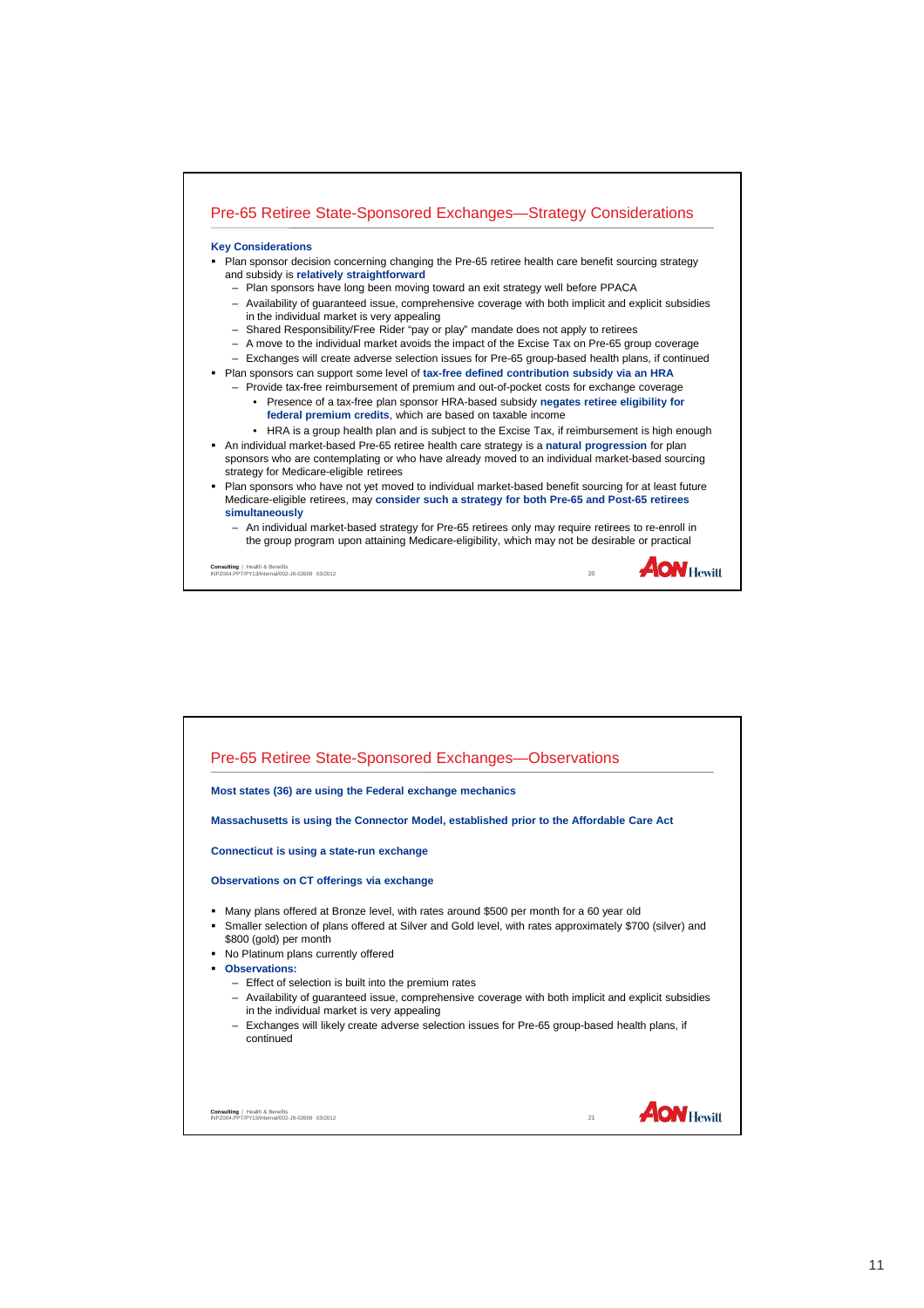## Pre-65 Retiree State-Sponsored Exchanges—Strategy Considerations

**Key Considerations**

- Plan sponsor decision concerning changing the Pre-65 retiree health care benefit sourcing strategy and subsidy is **relatively straightforward**
  - Plan sponsors have long been moving toward an exit strategy well before PPACA
  - Availability of guaranteed issue, comprehensive coverage with both implicit and explicit subsidies in the individual market is very appealing
  - Shared Responsibility/Free Rider "pay or play" mandate does not apply to retirees
  - A move to the individual market avoids the impact of the Excise Tax on Pre-65 group coverage
  - Exchanges will create adverse selection issues for Pre-65 group-based health plans, if continued
- Plan sponsors can support some level of **tax-free defined contribution subsidy via an HRA**
  - Provide tax-free reimbursement of premium and out-of-pocket costs for exchange coverage
    - Presence of a tax-free plan sponsor HRA-based subsidy **negates retiree eligibility for federal premium credits**, which are based on taxable income
    - HRA is a group health plan and is subject to the Excise Tax, if reimbursement is high enough
- An individual market-based Pre-65 retiree health care strategy is a **natural progression** for plan sponsors who are contemplating or who have already moved to an individual market-based sourcing strategy for Medicare-eligible retirees
- Plan sponsors who have not yet moved to individual market-based benefit sourcing for at least future Medicare-eligible retirees, may **consider such a strategy for both Pre-65 and Post-65 retirees simultaneously**
  - An individual market-based strategy for Pre-65 retirees only may require retirees to re-enroll in the group program upon attaining Medicare-eligibility, which may not be desirable or practical

## Pre-65 Retiree State-Sponsored Exchanges—Observations

**Most states (36) are using the Federal exchange mechanics**

**Massachusetts is using the Connector Model, established prior to the Affordable Care Act**

**Connecticut is using a state-run exchange**

**Observations on CT offerings via exchange**

- Many plans offered at Bronze level, with rates around $500 per month for a 60 year old
- Smaller selection of plans offered at Silver and Gold level, with rates approximately $700 (silver) and $800 (gold) per month
- No Platinum plans currently offered
- **Observations:**
  - Effect of selection is built into the premium rates
  - Availability of guaranteed issue, comprehensive coverage with both implicit and explicit subsidies in the individual market is very appealing
  - Exchanges will likely create adverse selection issues for Pre-65 group-based health plans, if continued